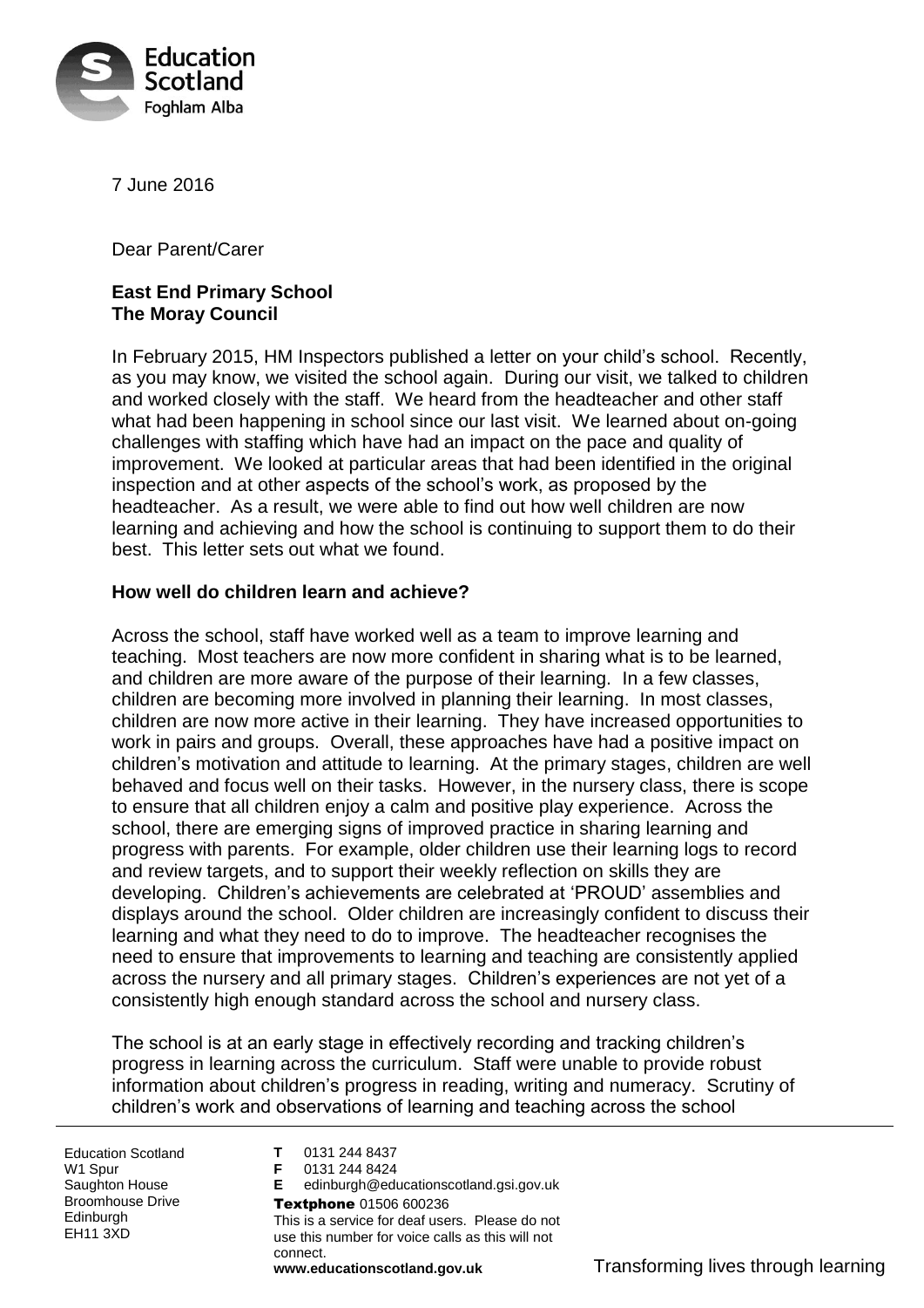7 June 2016

Dear Parent/Carer

**East End Primary School**
**The Moray Council**

In February 2015, HM Inspectors published a letter on your child's school. Recently, as you may know, we visited the school again. During our visit, we talked to children and worked closely with the staff. We heard from the headteacher and other staff what had been happening in school since our last visit. We learned about on-going challenges with staffing which have had an impact on the pace and quality of improvement. We looked at particular areas that had been identified in the original inspection and at other aspects of the school's work, as proposed by the headteacher. As a result, we were able to find out how well children are now learning and achieving and how the school is continuing to support them to do their best. This letter sets out what we found.

**How well do children learn and achieve?**

Across the school, staff have worked well as a team to improve learning and teaching. Most teachers are now more confident in sharing what is to be learned, and children are more aware of the purpose of their learning. In a few classes, children are becoming more involved in planning their learning. In most classes, children are now more active in their learning. They have increased opportunities to work in pairs and groups. Overall, these approaches have had a positive impact on children's motivation and attitude to learning. At the primary stages, children are well behaved and focus well on their tasks. However, in the nursery class, there is scope to ensure that all children enjoy a calm and positive play experience. Across the school, there are emerging signs of improved practice in sharing learning and progress with parents. For example, older children use their learning logs to record and review targets, and to support their weekly reflection on skills they are developing. Children's achievements are celebrated at 'PROUD' assemblies and displays around the school. Older children are increasingly confident to discuss their learning and what they need to do to improve. The headteacher recognises the need to ensure that improvements to learning and teaching are consistently applied across the nursery and all primary stages. Children's experiences are not yet of a consistently high enough standard across the school and nursery class.

The school is at an early stage in effectively recording and tracking children's progress in learning across the curriculum. Staff were unable to provide robust information about children's progress in reading, writing and numeracy. Scrutiny of children's work and observations of learning and teaching across the school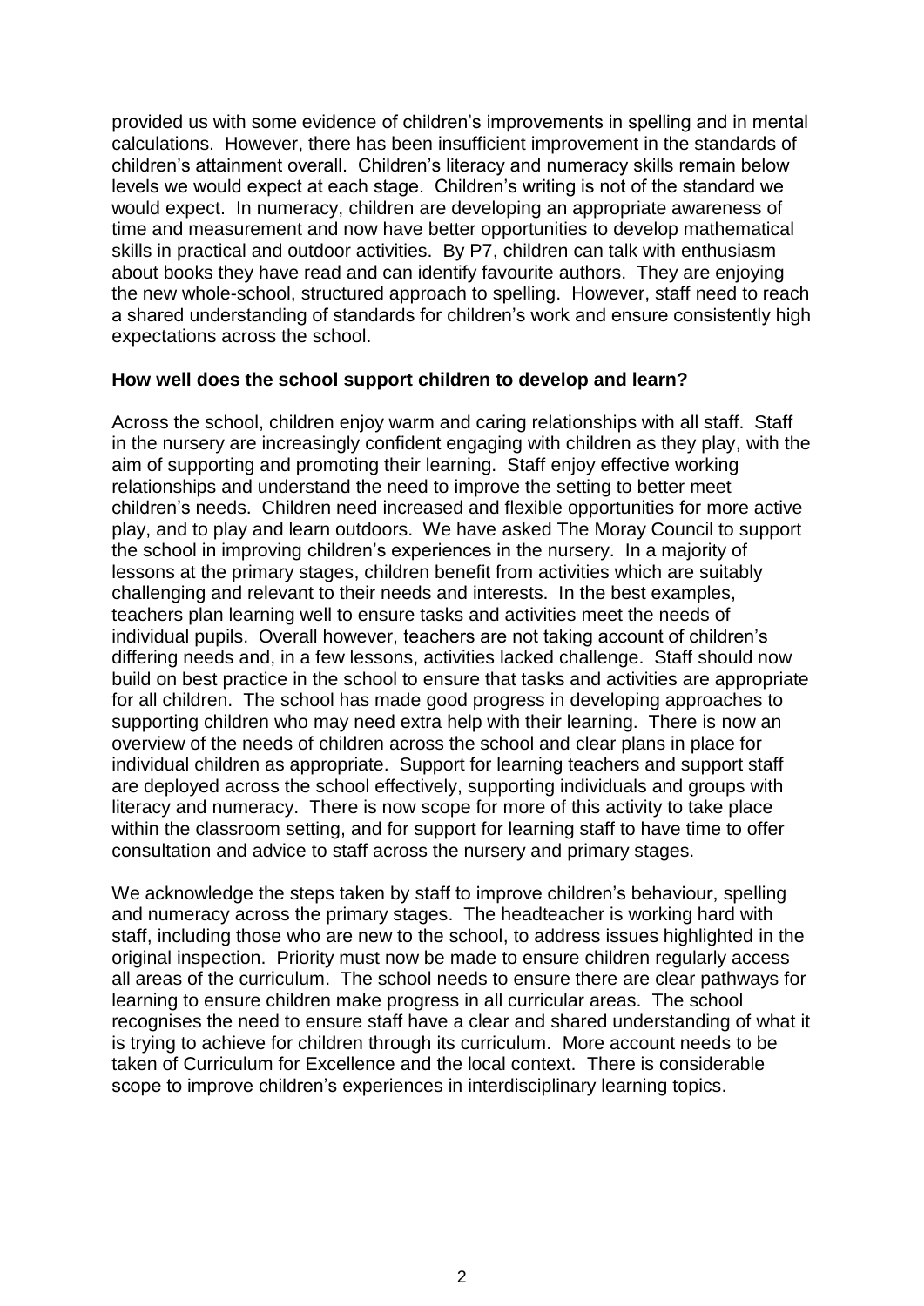provided us with some evidence of children's improvements in spelling and in mental calculations. However, there has been insufficient improvement in the standards of children's attainment overall. Children's literacy and numeracy skills remain below levels we would expect at each stage. Children's writing is not of the standard we would expect. In numeracy, children are developing an appropriate awareness of time and measurement and now have better opportunities to develop mathematical skills in practical and outdoor activities. By P7, children can talk with enthusiasm about books they have read and can identify favourite authors. They are enjoying the new whole-school, structured approach to spelling. However, staff need to reach a shared understanding of standards for children's work and ensure consistently high expectations across the school.

**How well does the school support children to develop and learn?**

Across the school, children enjoy warm and caring relationships with all staff. Staff in the nursery are increasingly confident engaging with children as they play, with the aim of supporting and promoting their learning. Staff enjoy effective working relationships and understand the need to improve the setting to better meet children's needs. Children need increased and flexible opportunities for more active play, and to play and learn outdoors. We have asked The Moray Council to support the school in improving children's experiences in the nursery. In a majority of lessons at the primary stages, children benefit from activities which are suitably challenging and relevant to their needs and interests. In the best examples, teachers plan learning well to ensure tasks and activities meet the needs of individual pupils. Overall however, teachers are not taking account of children's differing needs and, in a few lessons, activities lacked challenge. Staff should now build on best practice in the school to ensure that tasks and activities are appropriate for all children. The school has made good progress in developing approaches to supporting children who may need extra help with their learning. There is now an overview of the needs of children across the school and clear plans in place for individual children as appropriate. Support for learning teachers and support staff are deployed across the school effectively, supporting individuals and groups with literacy and numeracy. There is now scope for more of this activity to take place within the classroom setting, and for support for learning staff to have time to offer consultation and advice to staff across the nursery and primary stages.

We acknowledge the steps taken by staff to improve children's behaviour, spelling and numeracy across the primary stages. The headteacher is working hard with staff, including those who are new to the school, to address issues highlighted in the original inspection. Priority must now be made to ensure children regularly access all areas of the curriculum. The school needs to ensure there are clear pathways for learning to ensure children make progress in all curricular areas. The school recognises the need to ensure staff have a clear and shared understanding of what it is trying to achieve for children through its curriculum. More account needs to be taken of Curriculum for Excellence and the local context. There is considerable scope to improve children's experiences in interdisciplinary learning topics.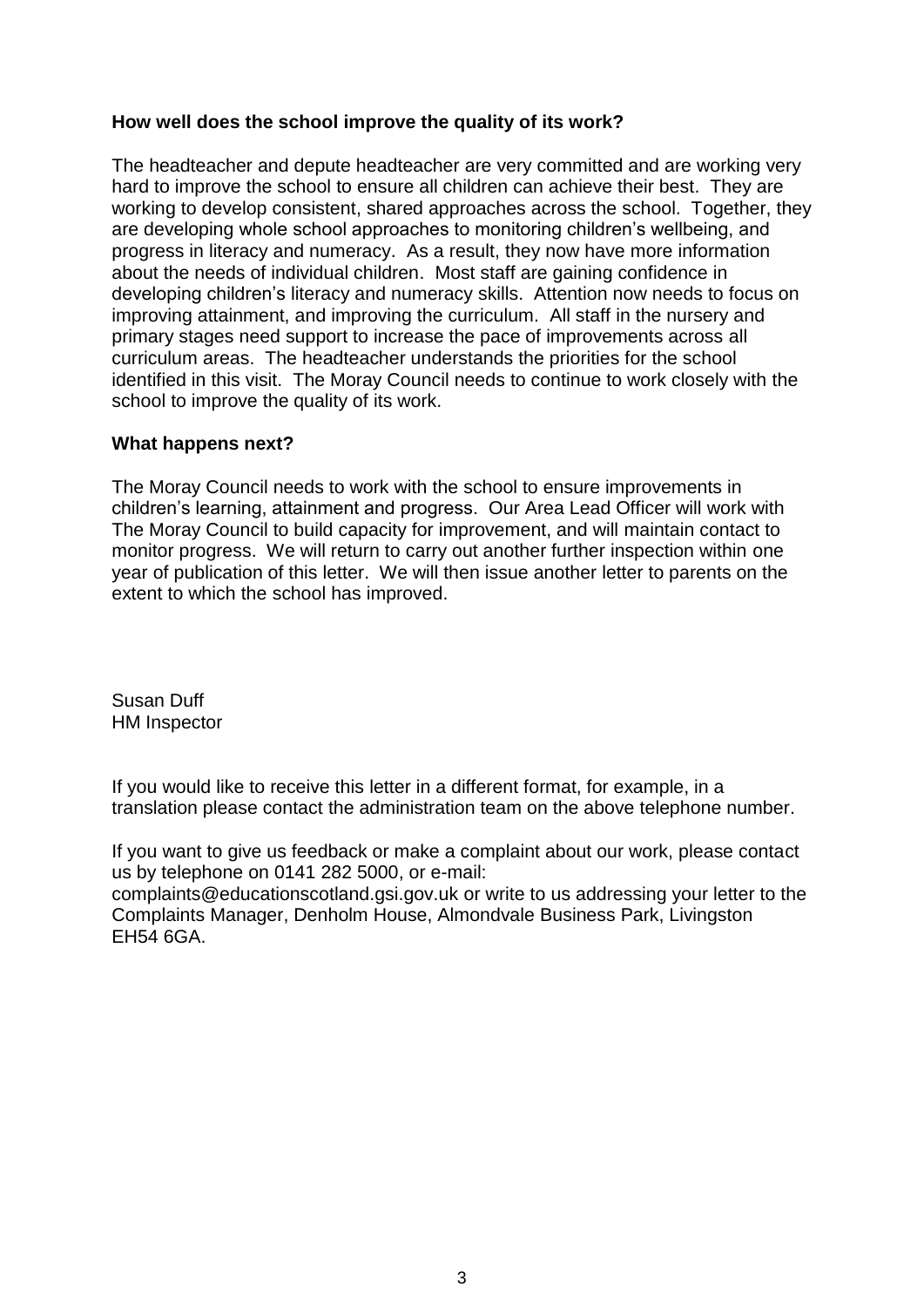**How well does the school improve the quality of its work?**

The headteacher and depute headteacher are very committed and are working very hard to improve the school to ensure all children can achieve their best. They are working to develop consistent, shared approaches across the school. Together, they are developing whole school approaches to monitoring children's wellbeing, and progress in literacy and numeracy. As a result, they now have more information about the needs of individual children. Most staff are gaining confidence in developing children's literacy and numeracy skills. Attention now needs to focus on improving attainment, and improving the curriculum. All staff in the nursery and primary stages need support to increase the pace of improvements across all curriculum areas. The headteacher understands the priorities for the school identified in this visit. The Moray Council needs to continue to work closely with the school to improve the quality of its work.

**What happens next?**

The Moray Council needs to work with the school to ensure improvements in children's learning, attainment and progress. Our Area Lead Officer will work with The Moray Council to build capacity for improvement, and will maintain contact to monitor progress. We will return to carry out another further inspection within one year of publication of this letter. We will then issue another letter to parents on the extent to which the school has improved.

Susan Duff
HM Inspector

If you would like to receive this letter in a different format, for example, in a translation please contact the administration team on the above telephone number.

If you want to give us feedback or make a complaint about our work, please contact us by telephone on 0141 282 5000, or e-mail: complaints@educationscotland.gsi.gov.uk or write to us addressing your letter to the Complaints Manager, Denholm House, Almondvale Business Park, Livingston EH54 6GA.